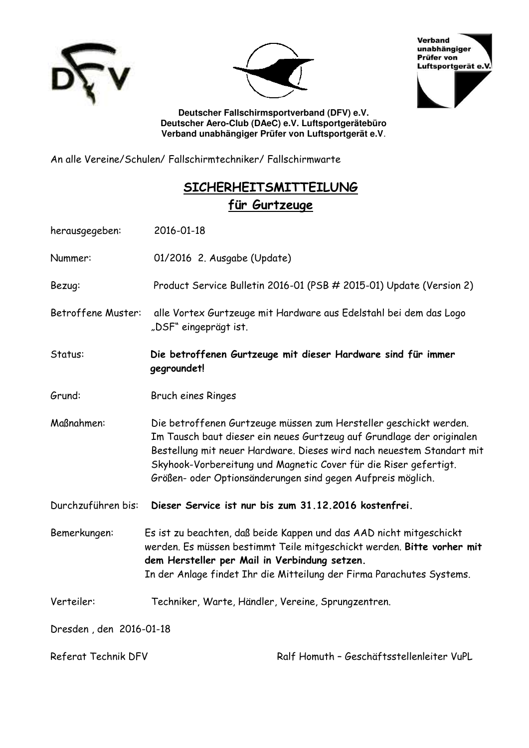Verband unabhängiger Prüfer von Luftsportgerät e.V.

**Deutscher Fallschirmsportverband (DFV) e.V.**
**Deutscher Aero-Club (DAeC) e.V. Luftsportgerätebüro**
**Verband unabhängiger Prüfer von Luftsportgerät e.V.**

An alle Vereine/Schulen/ Fallschirmtechniker/ Fallschirmwarte

# SICHERHEITSMITTEILUNG
## für Gurtzeuge

| | |
|---|---|
| herausgegeben: | 2016-01-18 |
| Nummer: | 01/2016 2. Ausgabe (Update) |
| Bezug: | Product Service Bulletin 2016-01 (PSB # 2015-01) Update (Version 2) |
| Betroffene Muster: | alle Vortex Gurtzeuge mit Hardware aus Edelstahl bei dem das Logo „DSF" eingeprägt ist. |
| Status: | **Die betroffenen Gurtzeuge mit dieser Hardware sind für immer gegroundet!** |
| Grund: | Bruch eines Ringes |
| Maßnahmen: | Die betroffenen Gurtzeuge müssen zum Hersteller geschickt werden. Im Tausch baut dieser ein neues Gurtzeug auf Grundlage der originalen Bestellung mit neuer Hardware. Dieses wird nach neuestem Standart mit Skyhook-Vorbereitung und Magnetic Cover für die Riser gefertigt. Größen- oder Optionsänderungen sind gegen Aufpreis möglich. |
| Durchzuführen bis: | **Dieser Service ist nur bis zum 31.12.2016 kostenfrei.** |
| Bemerkungen: | Es ist zu beachten, daß beide Kappen und das AAD nicht mitgeschickt werden. Es müssen bestimmt Teile mitgeschickt werden. **Bitte vorher mit dem Hersteller per Mail in Verbindung setzen.** In der Anlage findet Ihr die Mitteilung der Firma Parachutes Systems. |
| Verteiler: | Techniker, Warte, Händler, Vereine, Sprungzentren. |

Dresden , den 2016-01-18

Referat Technik DFV

Ralf Homuth – Geschäftsstellenleiter VuPL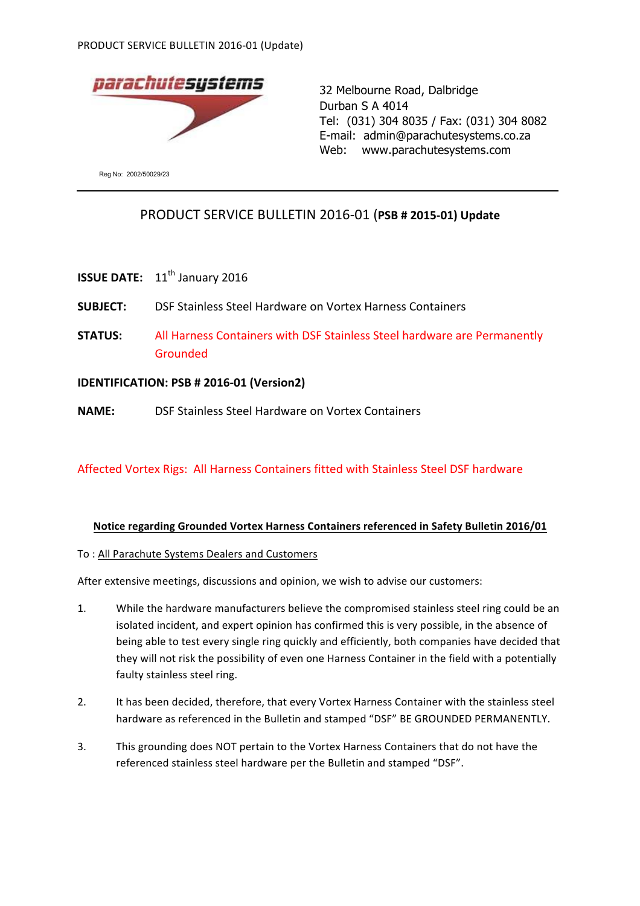parachutesystems

32 Melbourne Road, Dalbridge
Durban S A 4014
Tel: (031) 304 8035 / Fax: (031) 304 8082
E-mail: admin@parachutesystems.co.za
Web: www.parachutesystems.com

Reg No: 2002/50029/23

---

# PRODUCT SERVICE BULLETIN 2016-01 (**PSB # 2015-01) Update**

**ISSUE DATE:** 11th January 2016

**SUBJECT:** DSF Stainless Steel Hardware on Vortex Harness Containers

**STATUS:** All Harness Containers with DSF Stainless Steel hardware are Permanently Grounded

**IDENTIFICATION: PSB # 2016-01 (Version2)**

**NAME:** DSF Stainless Steel Hardware on Vortex Containers

Affected Vortex Rigs: All Harness Containers fitted with Stainless Steel DSF hardware

**Notice regarding Grounded Vortex Harness Containers referenced in Safety Bulletin 2016/01**

To : All Parachute Systems Dealers and Customers

After extensive meetings, discussions and opinion, we wish to advise our customers:

1. While the hardware manufacturers believe the compromised stainless steel ring could be an isolated incident, and expert opinion has confirmed this is very possible, in the absence of being able to test every single ring quickly and efficiently, both companies have decided that they will not risk the possibility of even one Harness Container in the field with a potentially faulty stainless steel ring.
2. It has been decided, therefore, that every Vortex Harness Container with the stainless steel hardware as referenced in the Bulletin and stamped "DSF" BE GROUNDED PERMANENTLY.
3. This grounding does NOT pertain to the Vortex Harness Containers that do not have the referenced stainless steel hardware per the Bulletin and stamped "DSF".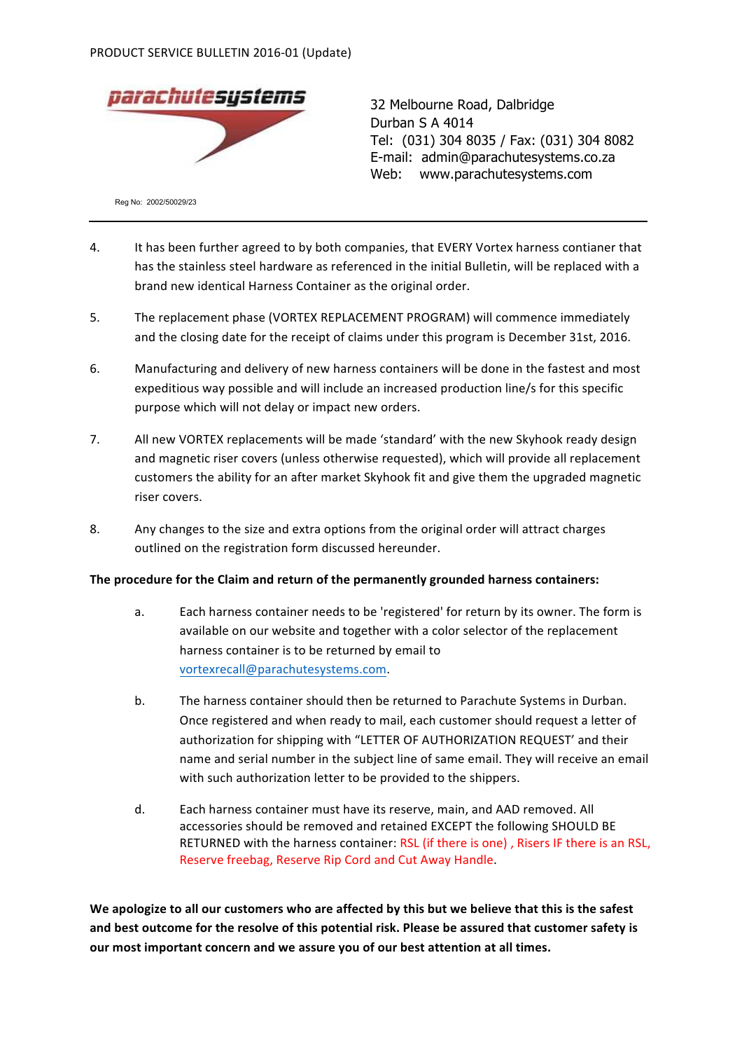PRODUCT SERVICE BULLETIN 2016-01 (Update)

parachutesystems

32 Melbourne Road, Dalbridge
Durban S A 4014
Tel: (031) 304 8035 / Fax: (031) 304 8082
E-mail: admin@parachutesystems.co.za
Web: www.parachutesystems.com

Reg No: 2002/50029/23

---

4. It has been further agreed to by both companies, that EVERY Vortex harness contianer that has the stainless steel hardware as referenced in the initial Bulletin, will be replaced with a brand new identical Harness Container as the original order.

5. The replacement phase (VORTEX REPLACEMENT PROGRAM) will commence immediately and the closing date for the receipt of claims under this program is December 31st, 2016.

6. Manufacturing and delivery of new harness containers will be done in the fastest and most expeditious way possible and will include an increased production line/s for this specific purpose which will not delay or impact new orders.

7. All new VORTEX replacements will be made 'standard' with the new Skyhook ready design and magnetic riser covers (unless otherwise requested), which will provide all replacement customers the ability for an after market Skyhook fit and give them the upgraded magnetic riser covers.

8. Any changes to the size and extra options from the original order will attract charges outlined on the registration form discussed hereunder.

**The procedure for the Claim and return of the permanently grounded harness containers:**

a. Each harness container needs to be 'registered' for return by its owner. The form is available on our website and together with a color selector of the replacement harness container is to be returned by email to vortexrecall@parachutesystems.com.

b. The harness container should then be returned to Parachute Systems in Durban. Once registered and when ready to mail, each customer should request a letter of authorization for shipping with "LETTER OF AUTHORIZATION REQUEST' and their name and serial number in the subject line of same email. They will receive an email with such authorization letter to be provided to the shippers.

d. Each harness container must have its reserve, main, and AAD removed. All accessories should be removed and retained EXCEPT the following SHOULD BE RETURNED with the harness container: RSL (if there is one) , Risers IF there is an RSL, Reserve freebag, Reserve Rip Cord and Cut Away Handle.

**We apologize to all our customers who are affected by this but we believe that this is the safest and best outcome for the resolve of this potential risk. Please be assured that customer safety is our most important concern and we assure you of our best attention at all times.**